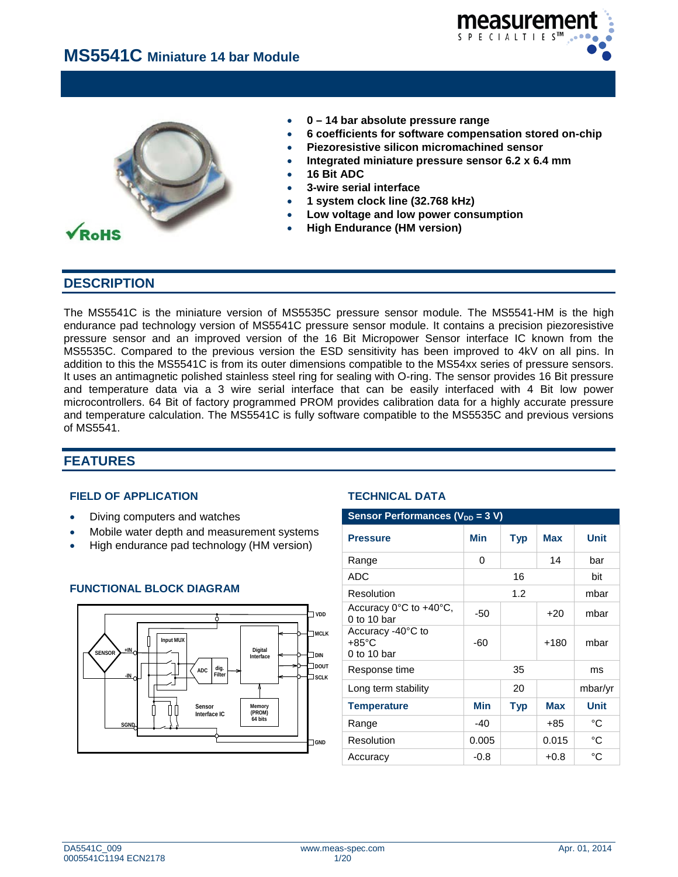# MS5541C Miniature 14 bar Module

- **0 – 14 bar absolute pressure range**
- **6 coefficients for software compensation stored on-chip**
- **Piezoresistive silicon micromachined sensor**
- **Integrated miniature pressure sensor 6.2 x 6.4 mm**
- **16 Bit ADC**
- **3-wire serial interface**
- **1 system clock line (32.768 kHz)**
- **Low voltage and low power consumption**
- **High Endurance (HM version)**

## DESCRIPTION

The MS5541C is the miniature version of MS5535C pressure sensor module. The MS5541-HM is the high endurance pad technology version of MS5541C pressure sensor module. It contains a precision piezoresistive pressure sensor and an improved version of the 16 Bit Micropower Sensor interface IC known from the MS5535C. Compared to the previous version the ESD sensitivity has been improved to 4kV on all pins. In addition to this the MS5541C is from its outer dimensions compatible to the MS54xx series of pressure sensors. It uses an antimagnetic polished stainless steel ring for sealing with O-ring. The sensor provides 16 Bit pressure and temperature data via a 3 wire serial interface that can be easily interfaced with 4 Bit low power microcontrollers. 64 Bit of factory programmed PROM provides calibration data for a highly accurate pressure and temperature calculation. The MS5541C is fully software compatible to the MS5535C and previous versions of MS5541.

## FEATURES

### FIELD OF APPLICATION

- Diving computers and watches
- Mobile water depth and measurement systems
- High endurance pad technology (HM version)

### FUNCTIONAL BLOCK DIAGRAM

### TECHNICAL DATA

| Sensor Performances ($V_{DD}$ = 3 V) | | | | |
|---|---|---|---|---|
| **Pressure** | **Min** | **Typ** | **Max** | **Unit** |
| Range | 0 | | 14 | bar |
| ADC | | 16 | | bit |
| Resolution | | 1.2 | | mbar |
| Accuracy 0°C to +40°C, 0 to 10 bar | -50 | | +20 | mbar |
| Accuracy -40°C to +85°C 0 to 10 bar | -60 | | +180 | mbar |
| Response time | | 35 | | ms |
| Long term stability | | 20 | | mbar/yr |
| **Temperature** | **Min** | **Typ** | **Max** | **Unit** |
| Range | -40 | | +85 | °C |
| Resolution | 0.005 | | 0.015 | °C |
| Accuracy | -0.8 | | +0.8 | °C |

DA5541C_009
0005541C1194 ECN2178

www.meas-spec.com

Apr. 01, 2014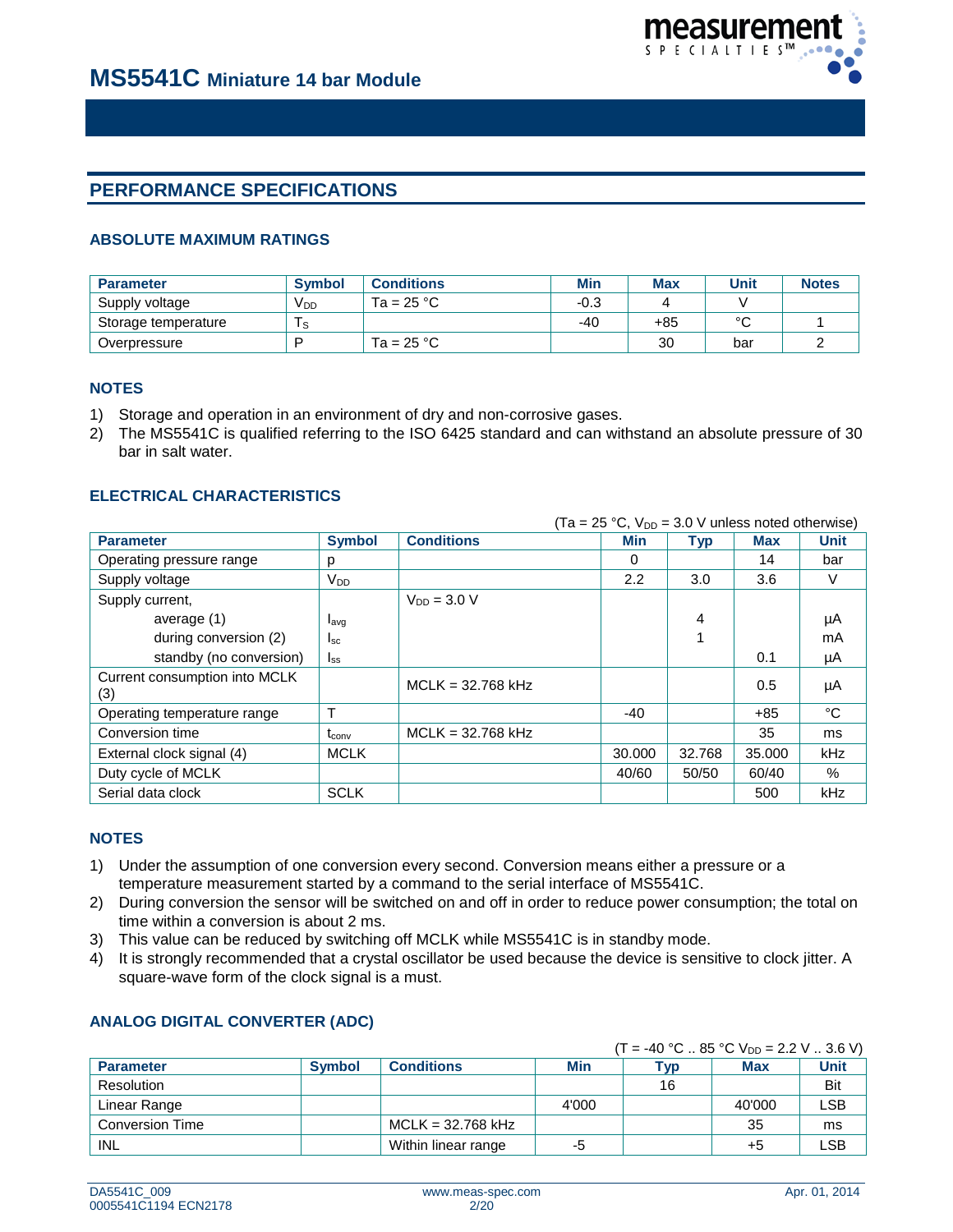# MS5541C Miniature 14 bar Module

## PERFORMANCE SPECIFICATIONS

### ABSOLUTE MAXIMUM RATINGS

| Parameter | Symbol | Conditions | Min | Max | Unit | Notes |
|---|---|---|---|---|---|---|
| Supply voltage | $V_{DD}$ | Ta = 25 °C | -0.3 | 4 | V | |
| Storage temperature | $T_S$ | | -40 | +85 | °C | 1 |
| Overpressure | P | Ta = 25 °C | | 30 | bar | 2 |

### NOTES

1) Storage and operation in an environment of dry and non-corrosive gases.
2) The MS5541C is qualified referring to the ISO 6425 standard and can withstand an absolute pressure of 30 bar in salt water.

### ELECTRICAL CHARACTERISTICS

(Ta = 25 °C, $V_{DD}$ = 3.0 V unless noted otherwise)

| Parameter | Symbol | Conditions | Min | Typ | Max | Unit |
|---|---|---|---|---|---|---|
| Operating pressure range | p | | 0 | | 14 | bar |
| Supply voltage | $V_{DD}$ | | 2.2 | 3.0 | 3.6 | V |
| Supply current, | | $V_{DD}$ = 3.0 V | | | | |
| average (1) | $I_{avg}$ | | | 4 | | µA |
| during conversion (2) | $I_{sc}$ | | | 1 | | mA |
| standby (no conversion) | $I_{ss}$ | | | | 0.1 | µA |
| Current consumption into MCLK (3) | | MCLK = 32.768 kHz | | | 0.5 | µA |
| Operating temperature range | T | | -40 | | +85 | °C |
| Conversion time | $t_{conv}$ | MCLK = 32.768 kHz | | | 35 | ms |
| External clock signal (4) | MCLK | | 30.000 | 32.768 | 35.000 | kHz |
| Duty cycle of MCLK | | | 40/60 | 50/50 | 60/40 | % |
| Serial data clock | SCLK | | | | 500 | kHz |

### NOTES

1) Under the assumption of one conversion every second. Conversion means either a pressure or a temperature measurement started by a command to the serial interface of MS5541C.
2) During conversion the sensor will be switched on and off in order to reduce power consumption; the total on time within a conversion is about 2 ms.
3) This value can be reduced by switching off MCLK while MS5541C is in standby mode.
4) It is strongly recommended that a crystal oscillator be used because the device is sensitive to clock jitter. A square-wave form of the clock signal is a must.

### ANALOG DIGITAL CONVERTER (ADC)

(T = -40 °C .. 85 °C $V_{DD}$ = 2.2 V .. 3.6 V)

| Parameter | Symbol | Conditions | Min | Typ | Max | Unit |
|---|---|---|---|---|---|---|
| Resolution | | | | 16 | | Bit |
| Linear Range | | | 4'000 | | 40'000 | LSB |
| Conversion Time | | MCLK = 32.768 kHz | | | 35 | ms |
| INL | | Within linear range | -5 | | +5 | LSB |

DA5541C_009
0005541C1194 ECN2178
www.meas-spec.com
Apr. 01, 2014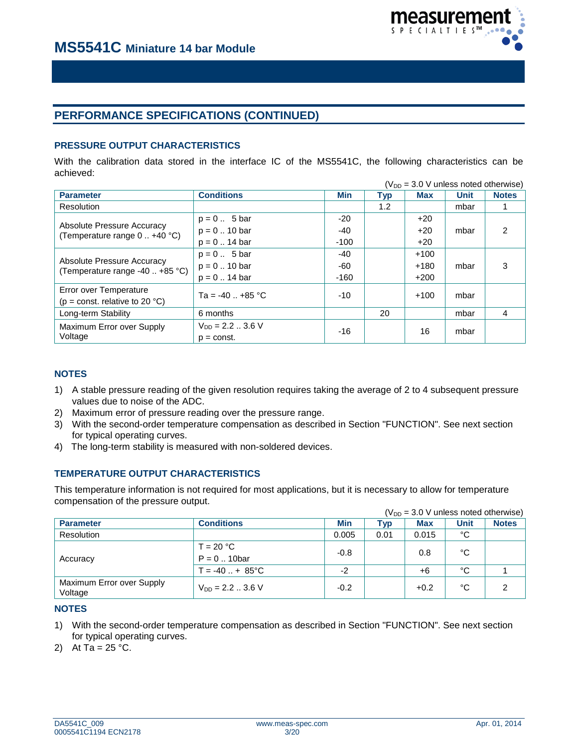# MS5541C Miniature 14 bar Module

## PERFORMANCE SPECIFICATIONS (CONTINUED)

### PRESSURE OUTPUT CHARACTERISTICS

With the calibration data stored in the interface IC of the MS5541C, the following characteristics can be achieved:

($V_{DD}$ = 3.0 V unless noted otherwise)

| Parameter | Conditions | Min | Typ | Max | Unit | Notes |
|---|---|---|---|---|---|---|
| Resolution | | | 1.2 | | mbar | 1 |
| Absolute Pressure Accuracy (Temperature range 0 .. +40 °C) | p = 0 .. 5 bar<br>p = 0 .. 10 bar<br>p = 0 .. 14 bar | -20<br>-40<br>-100 | | +20<br>+20<br>+20 | mbar | 2 |
| Absolute Pressure Accuracy (Temperature range -40 .. +85 °C) | p = 0 .. 5 bar<br>p = 0 .. 10 bar<br>p = 0 .. 14 bar | -40<br>-60<br>-160 | | +100<br>+180<br>+200 | mbar | 3 |
| Error over Temperature (p = const. relative to 20 °C) | Ta = -40 .. +85 °C | -10 | | +100 | mbar | |
| Long-term Stability | 6 months | | 20 | | mbar | 4 |
| Maximum Error over Supply Voltage | $V_{DD}$ = 2.2 .. 3.6 V<br>p = const. | -16 | | 16 | mbar | |

### NOTES

1) A stable pressure reading of the given resolution requires taking the average of 2 to 4 subsequent pressure values due to noise of the ADC.
2) Maximum error of pressure reading over the pressure range.
3) With the second-order temperature compensation as described in Section "FUNCTION". See next section for typical operating curves.
4) The long-term stability is measured with non-soldered devices.

### TEMPERATURE OUTPUT CHARACTERISTICS

This temperature information is not required for most applications, but it is necessary to allow for temperature compensation of the pressure output.

($V_{DD}$ = 3.0 V unless noted otherwise)

| Parameter | Conditions | Min | Typ | Max | Unit | Notes |
|---|---|---|---|---|---|---|
| Resolution | | 0.005 | 0.01 | 0.015 | °C | |
| Accuracy | T = 20 °C<br>P = 0 .. 10bar | -0.8 | | 0.8 | °C | |
| | T = -40 .. + 85°C | -2 | | +6 | °C | 1 |
| Maximum Error over Supply Voltage | $V_{DD}$ = 2.2 .. 3.6 V | -0.2 | | +0.2 | °C | 2 |

### NOTES

1) With the second-order temperature compensation as described in Section "FUNCTION". See next section for typical operating curves.
2) At Ta = 25 °C.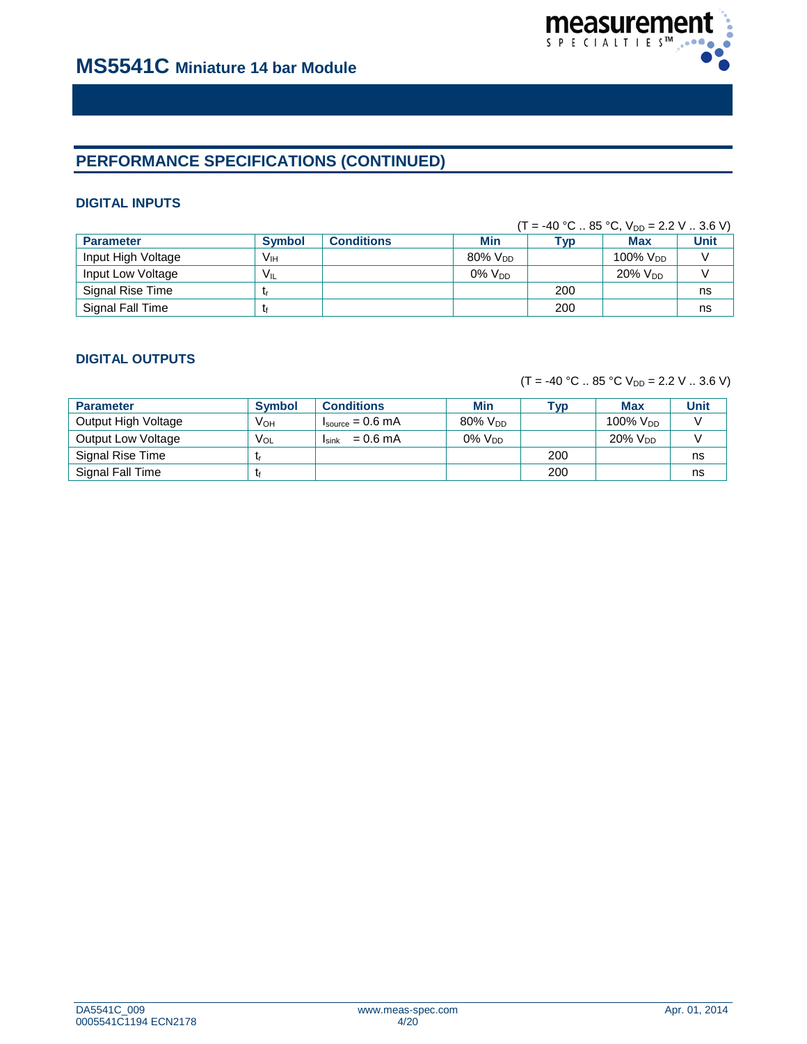## PERFORMANCE SPECIFICATIONS (CONTINUED)

### DIGITAL INPUTS

(T = -40 °C .. 85 °C, $V_{DD}$ = 2.2 V .. 3.6 V)

| Parameter | Symbol | Conditions | Min | Typ | Max | Unit |
|---|---|---|---|---|---|---|
| Input High Voltage | $V_{IH}$ | | 80% $V_{DD}$ | | 100% $V_{DD}$ | V |
| Input Low Voltage | $V_{IL}$ | | 0% $V_{DD}$ | | 20% $V_{DD}$ | V |
| Signal Rise Time | $t_r$ | | | 200 | | ns |
| Signal Fall Time | $t_f$ | | | 200 | | ns |

### DIGITAL OUTPUTS

(T = -40 °C .. 85 °C $V_{DD}$ = 2.2 V .. 3.6 V)

| Parameter | Symbol | Conditions | Min | Typ | Max | Unit |
|---|---|---|---|---|---|---|
| Output High Voltage | $V_{OH}$ | $I_{source}$ = 0.6 mA | 80% $V_{DD}$ | | 100% $V_{DD}$ | V |
| Output Low Voltage | $V_{OL}$ | $I_{sink}$ = 0.6 mA | 0% $V_{DD}$ | | 20% $V_{DD}$ | V |
| Signal Rise Time | $t_r$ | | | 200 | | ns |
| Signal Fall Time | $t_f$ | | | 200 | | ns |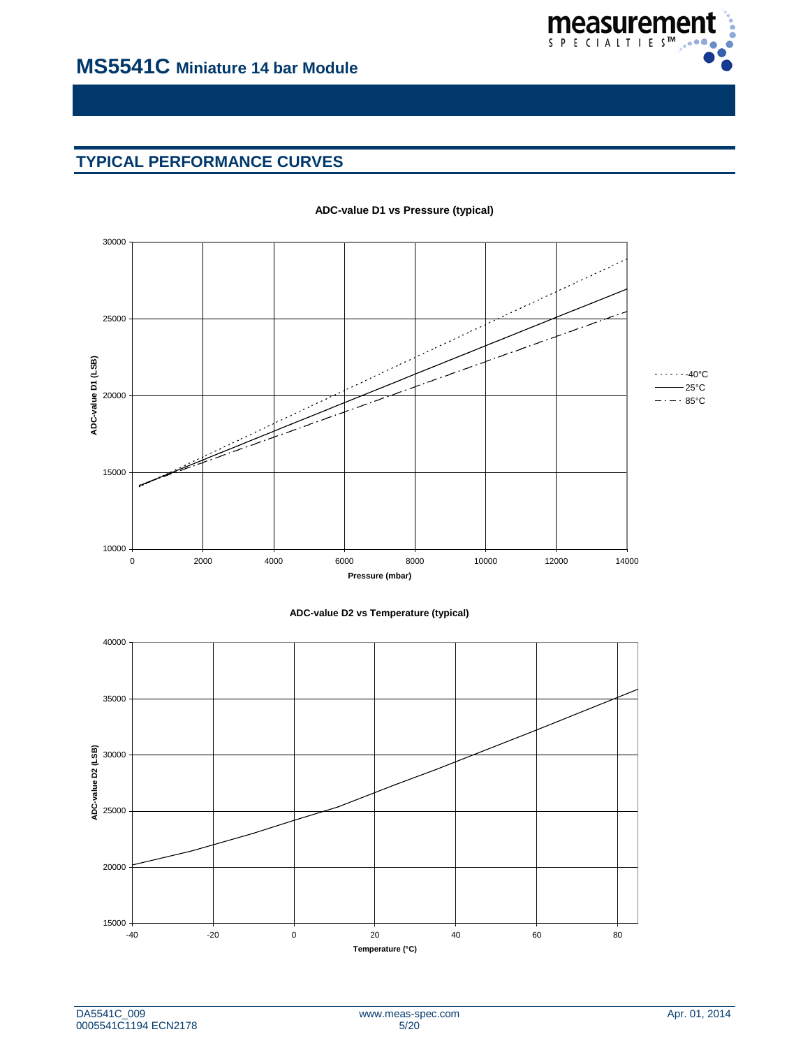## TYPICAL PERFORMANCE CURVES

**ADC-value D1 vs Pressure (typical)**

ADC-value D1 (LSB) vs Pressure (mbar); curves: -40°C, 25°C, 85°C

**ADC-value D2 vs Temperature (typical)**

ADC-value D2 (LSB) vs Temperature (°C)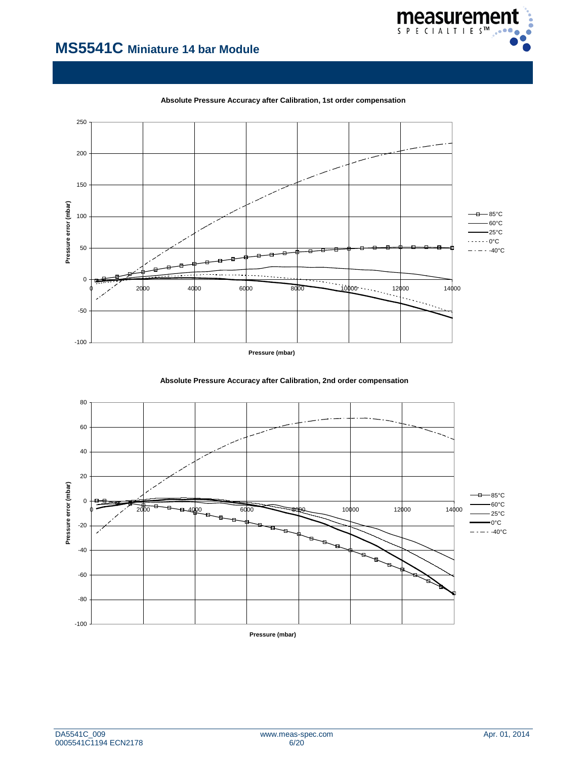# MS5541C Miniature 14 bar Module

**Absolute Pressure Accuracy after Calibration, 1st order compensation**

Pressure error (mbar) vs. Pressure (mbar)

Legend: 85°C, 60°C, 25°C, 0°C, -40°C

**Absolute Pressure Accuracy after Calibration, 2nd order compensation**

Pressure error (mbar) vs. Pressure (mbar)

Legend: 85°C, 60°C, 25°C, 0°C, -40°C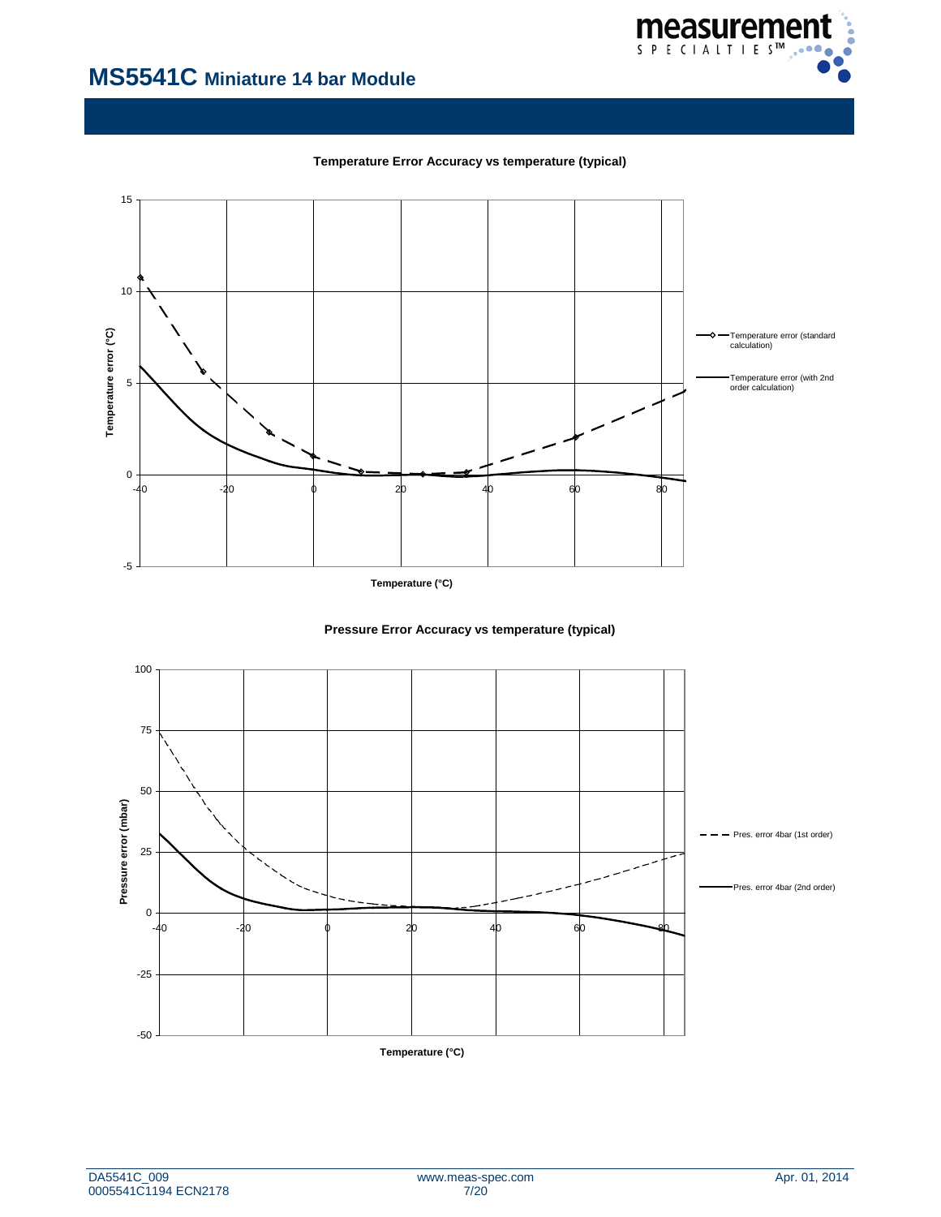**Temperature Error Accuracy vs temperature (typical)**

- Temperature error (standard calculation)
- Temperature error (with 2nd order calculation)

Temperature error (°C)

Temperature (°C)

**Pressure Error Accuracy vs temperature (typical)**

- Pres. error 4bar (1st order)
- Pres. error 4bar (2nd order)

Pressure error (mbar)

Temperature (°C)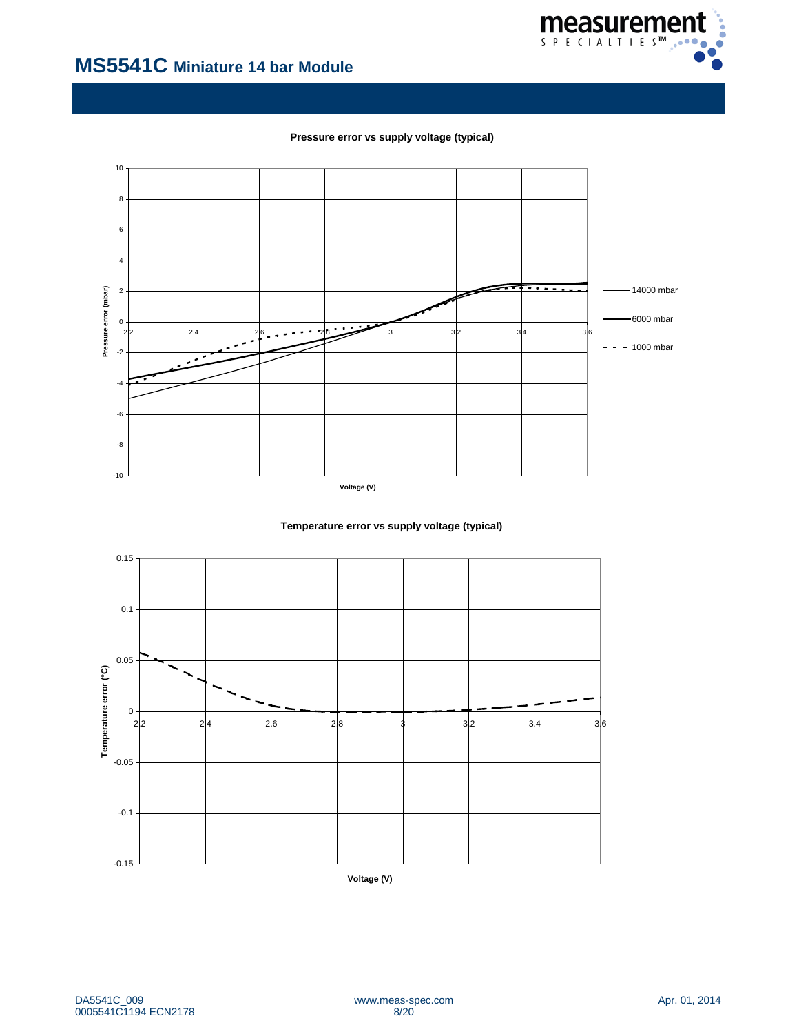# MS5541C Miniature 14 bar Module

**Pressure error vs supply voltage (typical)**

Pressure error (mbar)

Voltage (V)

Legend: 14000 mbar, 6000 mbar, 1000 mbar

**Temperature error vs supply voltage (typical)**

Temperature error (°C)

Voltage (V)

DA5541C_009
0005541C1194 ECN2178

www.meas-spec.com

Apr. 01, 2014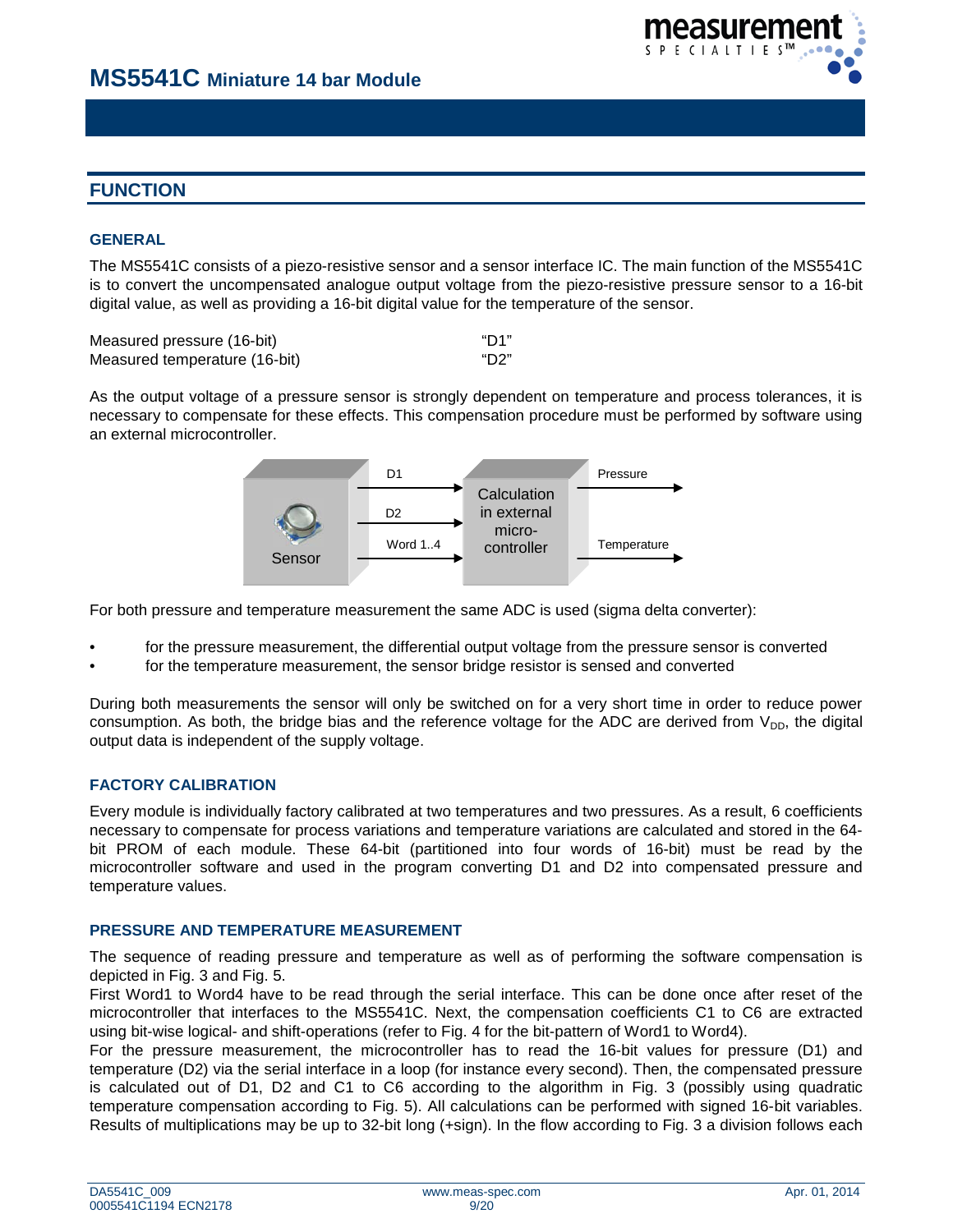## FUNCTION

### GENERAL

The MS5541C consists of a piezo-resistive sensor and a sensor interface IC. The main function of the MS5541C is to convert the uncompensated analogue output voltage from the piezo-resistive pressure sensor to a 16-bit digital value, as well as providing a 16-bit digital value for the temperature of the sensor.

| | |
|---|---|
| Measured pressure (16-bit) | "D1" |
| Measured temperature (16-bit) | "D2" |

As the output voltage of a pressure sensor is strongly dependent on temperature and process tolerances, it is necessary to compensate for these effects. This compensation procedure must be performed by software using an external microcontroller.

For both pressure and temperature measurement the same ADC is used (sigma delta converter):

- for the pressure measurement, the differential output voltage from the pressure sensor is converted
- for the temperature measurement, the sensor bridge resistor is sensed and converted

During both measurements the sensor will only be switched on for a very short time in order to reduce power consumption. As both, the bridge bias and the reference voltage for the ADC are derived from $V_{DD}$, the digital output data is independent of the supply voltage.

### FACTORY CALIBRATION

Every module is individually factory calibrated at two temperatures and two pressures. As a result, 6 coefficients necessary to compensate for process variations and temperature variations are calculated and stored in the 64-bit PROM of each module. These 64-bit (partitioned into four words of 16-bit) must be read by the microcontroller software and used in the program converting D1 and D2 into compensated pressure and temperature values.

### PRESSURE AND TEMPERATURE MEASUREMENT

The sequence of reading pressure and temperature as well as of performing the software compensation is depicted in Fig. 3 and Fig. 5.
First Word1 to Word4 have to be read through the serial interface. This can be done once after reset of the microcontroller that interfaces to the MS5541C. Next, the compensation coefficients C1 to C6 are extracted using bit-wise logical- and shift-operations (refer to Fig. 4 for the bit-pattern of Word1 to Word4).
For the pressure measurement, the microcontroller has to read the 16-bit values for pressure (D1) and temperature (D2) via the serial interface in a loop (for instance every second). Then, the compensated pressure is calculated out of D1, D2 and C1 to C6 according to the algorithm in Fig. 3 (possibly using quadratic temperature compensation according to Fig. 5). All calculations can be performed with signed 16-bit variables. Results of multiplications may be up to 32-bit long (+sign). In the flow according to Fig. 3 a division follows each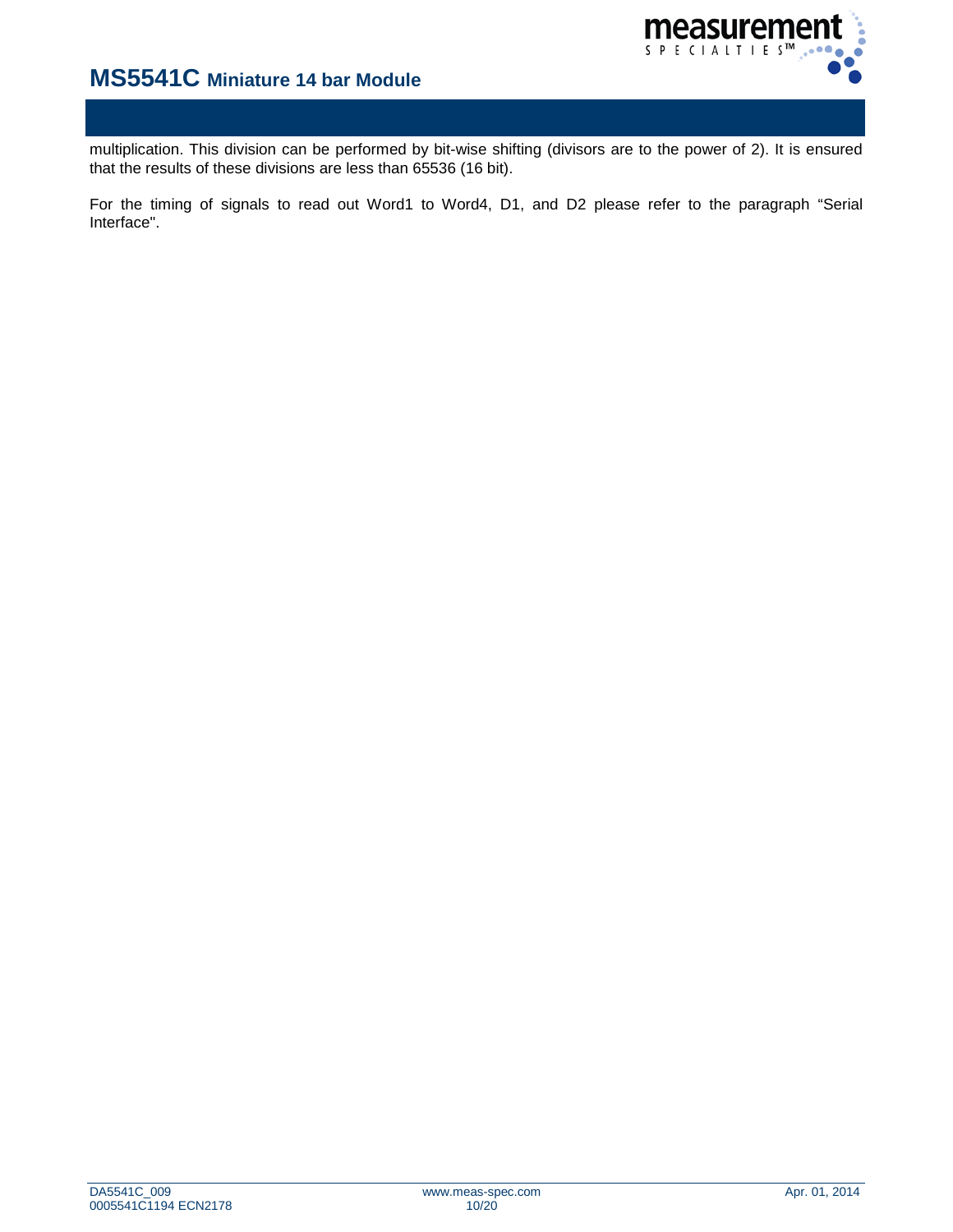multiplication. This division can be performed by bit-wise shifting (divisors are to the power of 2). It is ensured that the results of these divisions are less than 65536 (16 bit).

For the timing of signals to read out Word1 to Word4, D1, and D2 please refer to the paragraph “Serial Interface".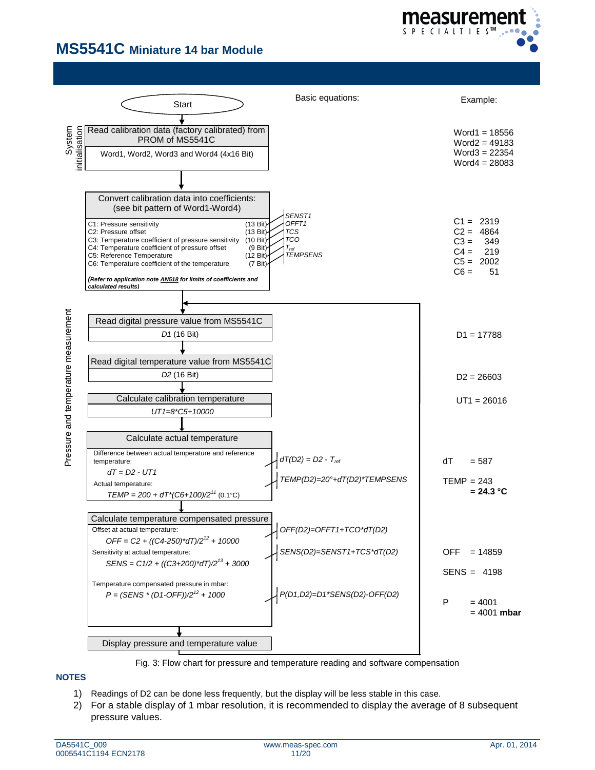# MS5541C Miniature 14 bar Module

| Flow chart step | Basic equations | Example |
|---|---|---|
| **Start** | | |
| **System initialisation** — Read calibration data (factory calibrated) from PROM of MS5541C: Word1, Word2, Word3 and Word4 (4x16 Bit) | | Word1 = 18556<br>Word2 = 49183<br>Word3 = 22354<br>Word4 = 28083 |
| Convert calibration data into coefficients: (see bit pattern of Word1-Word4)<br>C1: Pressure sensitivity (13 Bit)<br>C2: Pressure offset (13 Bit)<br>C3: Temperature coefficient of pressure sensitivity (10 Bit)<br>C4: Temperature coefficient of pressure offset (9 Bit)<br>C5: Reference Temperature (12 Bit)<br>C6: Temperature coefficient of the temperature (7 Bit)<br>***(Refer to application note AN518 for limits of coefficients and calculated results)*** | *SENST1*<br>*OFFT1*<br>*TCS*<br>*TCO*<br>$T_{ref}$<br>*TEMPSENS* | C1 = 2319<br>C2 = 4864<br>C3 = 349<br>C4 = 219<br>C5 = 2002<br>C6 = 51 |
| **Pressure and temperature measurement** — Read digital pressure value from MS5541C: *D1* (16 Bit) | | D1 = 17788 |
| Read digital temperature value from MS5541C: *D2* (16 Bit) | | D2 = 26603 |
| Calculate calibration temperature: $UT1 = 8 \cdot C5 + 10000$ | | UT1 = 26016 |
| Calculate actual temperature<br>Difference between actual temperature and reference temperature: $dT = D2 - UT1$ | $dT(D2) = D2 - T_{ref}$ | dT = 587 |
| Actual temperature: $TEMP = 200 + dT \cdot (C6+100)/2^{11}$ (0.1°C) | $TEMP(D2) = 20° + dT(D2) \cdot TEMPSENS$ | TEMP = 243<br>= **24.3 °C** |
| Calculate temperature compensated pressure<br>Offset at actual temperature: $OFF = C2 + ((C4-250) \cdot dT)/2^{12} + 10000$ | $OFF(D2) = OFFT1 + TCO \cdot dT(D2)$ | OFF = 14859 |
| Sensitivity at actual temperature: $SENS = C1/2 + ((C3+200) \cdot dT)/2^{13} + 3000$ | $SENS(D2) = SENST1 + TCS \cdot dT(D2)$ | SENS = 4198 |
| Temperature compensated pressure in mbar: $P = (SENS \cdot (D1-OFF))/2^{12} + 1000$ | $P(D1,D2) = D1 \cdot SENS(D2) - OFF(D2)$ | P = 4001<br>= 4001 **mbar** |
| Display pressure and temperature value (loop back to "Read digital pressure value") | | |

Fig. 3: Flow chart for pressure and temperature reading and software compensation

## NOTES

1) Readings of D2 can be done less frequently, but the display will be less stable in this case.
2) For a stable display of 1 mbar resolution, it is recommended to display the average of 8 subsequent pressure values.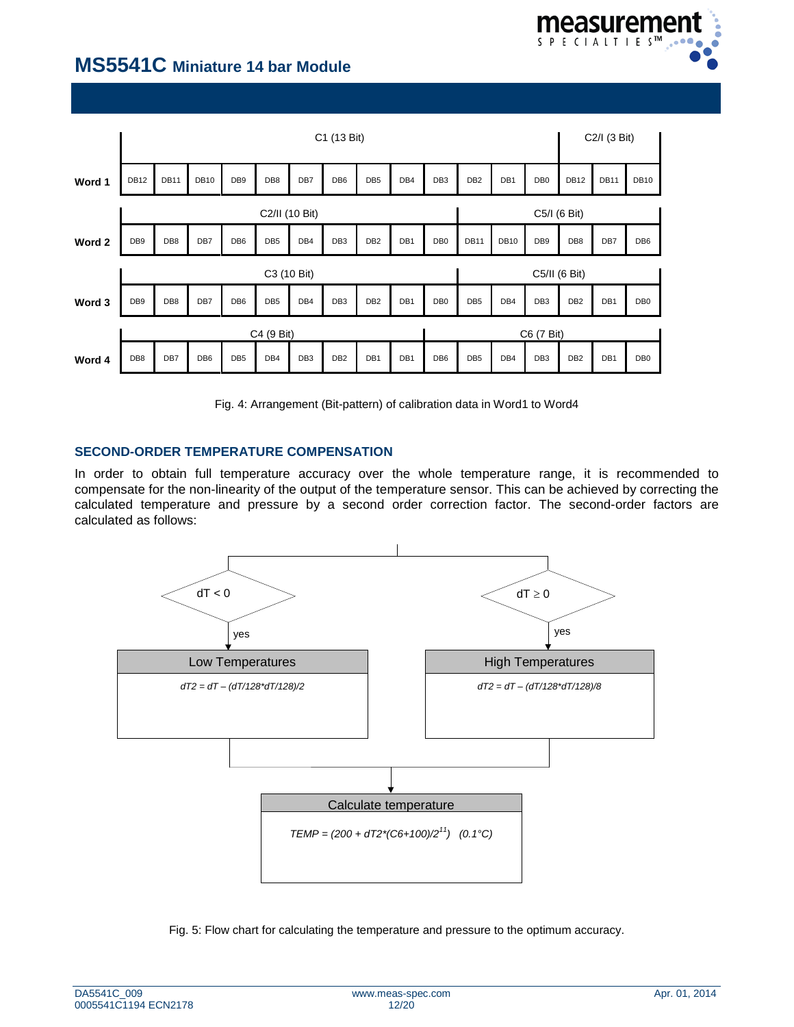# MS5541C Miniature 14 bar Module

| | C1 (13 Bit) | | | | | | | | | | | | | C2/I (3 Bit) | | |
|---|---|---|---|---|---|---|---|---|---|---|---|---|---|---|---|---|
| **Word 1** | DB12 | DB11 | DB10 | DB9 | DB8 | DB7 | DB6 | DB5 | DB4 | DB3 | DB2 | DB1 | DB0 | DB12 | DB11 | DB10 |

| | C2/II (10 Bit) | | | | | | | | | | C5/I (6 Bit) | | | | | |
|---|---|---|---|---|---|---|---|---|---|---|---|---|---|---|---|---|
| **Word 2** | DB9 | DB8 | DB7 | DB6 | DB5 | DB4 | DB3 | DB2 | DB1 | DB0 | DB11 | DB10 | DB9 | DB8 | DB7 | DB6 |

| | C3 (10 Bit) | | | | | | | | | | C5/II (6 Bit) | | | | | |
|---|---|---|---|---|---|---|---|---|---|---|---|---|---|---|---|---|
| **Word 3** | DB9 | DB8 | DB7 | DB6 | DB5 | DB4 | DB3 | DB2 | DB1 | DB0 | DB5 | DB4 | DB3 | DB2 | DB1 | DB0 |

| | C4 (9 Bit) | | | | | | | | | C6 (7 Bit) | | | | | | |
|---|---|---|---|---|---|---|---|---|---|---|---|---|---|---|---|---|
| **Word 4** | DB8 | DB7 | DB6 | DB5 | DB4 | DB3 | DB2 | DB1 | DB1 | DB6 | DB5 | DB4 | DB3 | DB2 | DB1 | DB0 |

Fig. 4: Arrangement (Bit-pattern) of calibration data in Word1 to Word4

## SECOND-ORDER TEMPERATURE COMPENSATION

In order to obtain full temperature accuracy over the whole temperature range, it is recommended to compensate for the non-linearity of the output of the temperature sensor. This can be achieved by correcting the calculated temperature and pressure by a second order correction factor. The second-order factors are calculated as follows:

$dT < 0$ → yes → **Low Temperatures**

$dT2 = dT - (dT/128*dT/128)/2$

$dT \geq 0$ → yes → **High Temperatures**

$dT2 = dT - (dT/128*dT/128)/8$

**Calculate temperature**

$TEMP = (200 + dT2*(C6+100)/2^{11})$ (0.1°C)

Fig. 5: Flow chart for calculating the temperature and pressure to the optimum accuracy.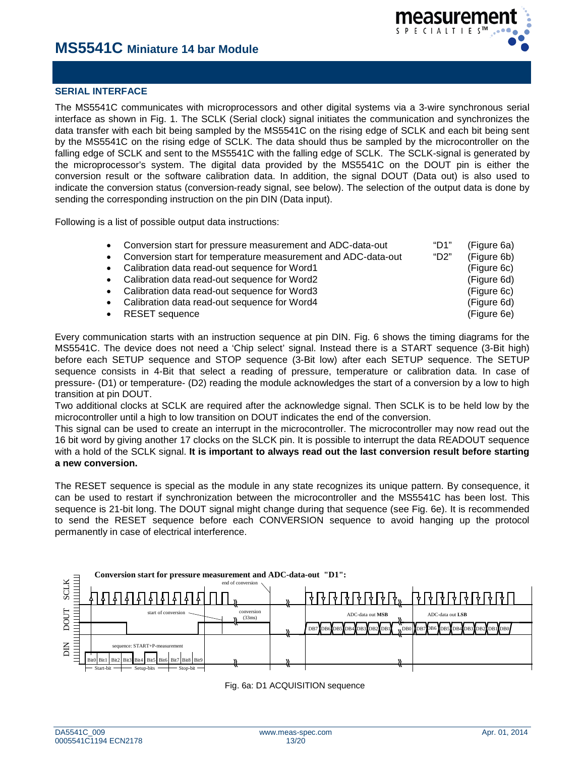# MS5541C Miniature 14 bar Module

## SERIAL INTERFACE

The MS5541C communicates with microprocessors and other digital systems via a 3-wire synchronous serial interface as shown in Fig. 1. The SCLK (Serial clock) signal initiates the communication and synchronizes the data transfer with each bit being sampled by the MS5541C on the rising edge of SCLK and each bit being sent by the MS5541C on the rising edge of SCLK. The data should thus be sampled by the microcontroller on the falling edge of SCLK and sent to the MS5541C with the falling edge of SCLK. The SCLK-signal is generated by the microprocessor's system. The digital data provided by the MS5541C on the DOUT pin is either the conversion result or the software calibration data. In addition, the signal DOUT (Data out) is also used to indicate the conversion status (conversion-ready signal, see below). The selection of the output data is done by sending the corresponding instruction on the pin DIN (Data input).

Following is a list of possible output data instructions:

- Conversion start for pressure measurement and ADC-data-out "D1" (Figure 6a)
- Conversion start for temperature measurement and ADC-data-out "D2" (Figure 6b)
- Calibration data read-out sequence for Word1 (Figure 6c)
- Calibration data read-out sequence for Word2 (Figure 6d)
- Calibration data read-out sequence for Word3 (Figure 6c)
- Calibration data read-out sequence for Word4 (Figure 6d)
- RESET sequence (Figure 6e)

Every communication starts with an instruction sequence at pin DIN. Fig. 6 shows the timing diagrams for the MS5541C. The device does not need a 'Chip select' signal. Instead there is a START sequence (3-Bit high) before each SETUP sequence and STOP sequence (3-Bit low) after each SETUP sequence. The SETUP sequence consists in 4-Bit that select a reading of pressure, temperature or calibration data. In case of pressure- (D1) or temperature- (D2) reading the module acknowledges the start of a conversion by a low to high transition at pin DOUT.
Two additional clocks at SCLK are required after the acknowledge signal. Then SCLK is to be held low by the microcontroller until a high to low transition on DOUT indicates the end of the conversion.
This signal can be used to create an interrupt in the microcontroller. The microcontroller may now read out the 16 bit word by giving another 17 clocks on the SLCK pin. It is possible to interrupt the data READOUT sequence with a hold of the SCLK signal. **It is important to always read out the last conversion result before starting a new conversion.**

The RESET sequence is special as the module in any state recognizes its unique pattern. By consequence, it can be used to restart if synchronization between the microcontroller and the MS5541C has been lost. This sequence is 21-bit long. The DOUT signal might change during that sequence (see Fig. 6e). It is recommended to send the RESET sequence before each CONVERSION sequence to avoid hanging up the protocol permanently in case of electrical interference.

**Conversion start for pressure measurement and ADC-data-out "D1":**

Fig. 6a: D1 ACQUISITION sequence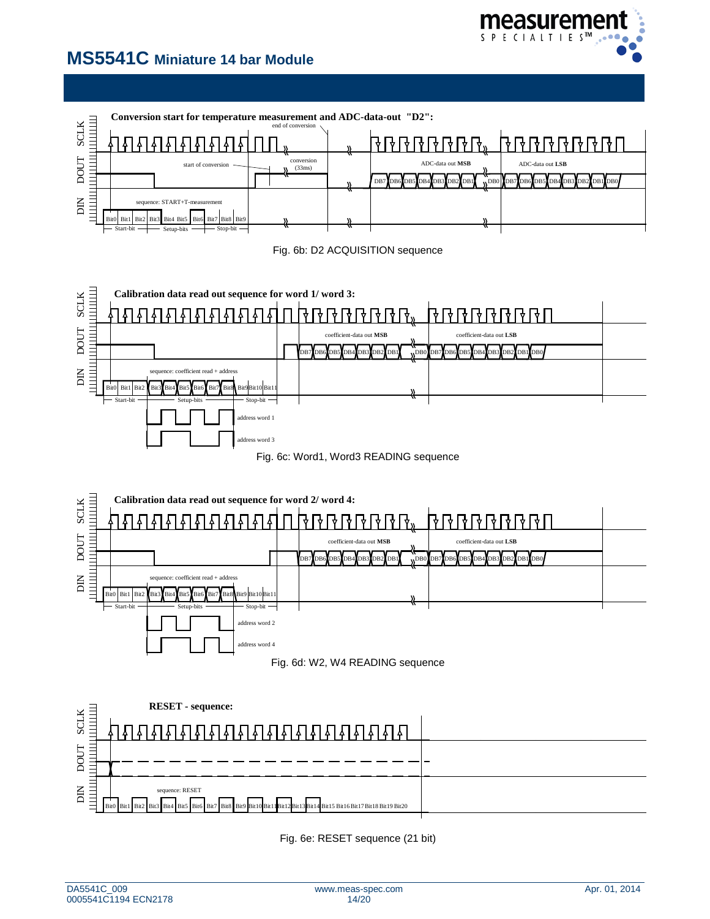**Conversion start for temperature measurement and ADC-data-out "D2":**

SCLK / DOUT / DIN

end of conversion

start of conversion

conversion (33ms)

ADC-data out **MSB**

ADC-data out **LSB**

DB7 DB6 DB5 DB4 DB3 DB2 DB1 DB0 DB7 DB6 DB5 DB4 DB3 DB2 DB1 DB0

sequence: START+T-measurement

Bit0 Bit1 Bit2 Bit3 Bit4 Bit5 Bit6 Bit7 Bit8 Bit9

Start-bit — Setup-bits — Stop-bit

Fig. 6b: D2 ACQUISITION sequence

**Calibration data read out sequence for word 1/ word 3:**

SCLK / DOUT / DIN

coefficient-data out **MSB**

coefficient-data out **LSB**

DB7 DB6 DB5 DB4 DB3 DB2 DB1 DB0 DB7 DB6 DB5 DB4 DB3 DB2 DB1 DB0

sequence: coefficient read + address

Bit0 Bit1 Bit2 Bit3 Bit4 Bit5 Bit6 Bit7 Bit8 Bit9 Bit10 Bit11

Start-bit — Setup-bits — Stop-bit

address word 1

address word 3

Fig. 6c: Word1, Word3 READING sequence

**Calibration data read out sequence for word 2/ word 4:**

SCLK / DOUT / DIN

coefficient-data out **MSB**

coefficient-data out **LSB**

DB7 DB6 DB5 DB4 DB3 DB2 DB1 DB0 DB7 DB6 DB5 DB4 DB3 DB2 DB1 DB0

sequence: coefficient read + address

Bit0 Bit1 Bit2 Bit3 Bit4 Bit5 Bit6 Bit7 Bit8 Bit9 Bit10 Bit11

Start-bit — Setup-bits — Stop-bit

address word 2

address word 4

Fig. 6d: W2, W4 READING sequence

**RESET - sequence:**

SCLK / DOUT / DIN

sequence: RESET

Bit0 Bit1 Bit2 Bit3 Bit4 Bit5 Bit6 Bit7 Bit8 Bit9 Bit10 Bit11 Bit12 Bit13 Bit14 Bit15 Bit16 Bit17 Bit18 Bit19 Bit20

Fig. 6e: RESET sequence (21 bit)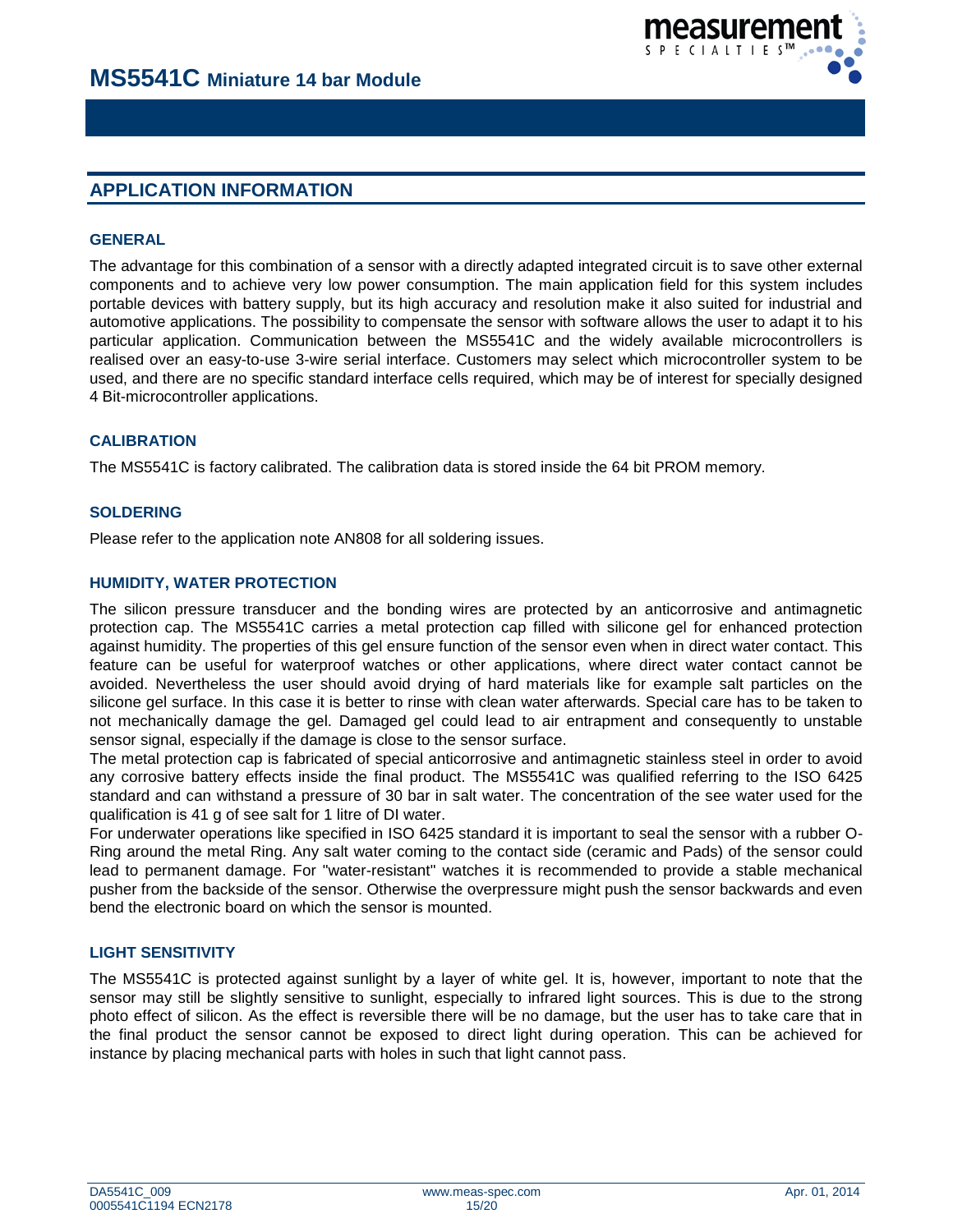## APPLICATION INFORMATION

### GENERAL

The advantage for this combination of a sensor with a directly adapted integrated circuit is to save other external components and to achieve very low power consumption. The main application field for this system includes portable devices with battery supply, but its high accuracy and resolution make it also suited for industrial and automotive applications. The possibility to compensate the sensor with software allows the user to adapt it to his particular application. Communication between the MS5541C and the widely available microcontrollers is realised over an easy-to-use 3-wire serial interface. Customers may select which microcontroller system to be used, and there are no specific standard interface cells required, which may be of interest for specially designed 4 Bit-microcontroller applications.

### CALIBRATION

The MS5541C is factory calibrated. The calibration data is stored inside the 64 bit PROM memory.

### SOLDERING

Please refer to the application note AN808 for all soldering issues.

### HUMIDITY, WATER PROTECTION

The silicon pressure transducer and the bonding wires are protected by an anticorrosive and antimagnetic protection cap. The MS5541C carries a metal protection cap filled with silicone gel for enhanced protection against humidity. The properties of this gel ensure function of the sensor even when in direct water contact. This feature can be useful for waterproof watches or other applications, where direct water contact cannot be avoided. Nevertheless the user should avoid drying of hard materials like for example salt particles on the silicone gel surface. In this case it is better to rinse with clean water afterwards. Special care has to be taken to not mechanically damage the gel. Damaged gel could lead to air entrapment and consequently to unstable sensor signal, especially if the damage is close to the sensor surface.
The metal protection cap is fabricated of special anticorrosive and antimagnetic stainless steel in order to avoid any corrosive battery effects inside the final product. The MS5541C was qualified referring to the ISO 6425 standard and can withstand a pressure of 30 bar in salt water. The concentration of the see water used for the qualification is 41 g of see salt for 1 litre of DI water.
For underwater operations like specified in ISO 6425 standard it is important to seal the sensor with a rubber O-Ring around the metal Ring. Any salt water coming to the contact side (ceramic and Pads) of the sensor could lead to permanent damage. For "water-resistant" watches it is recommended to provide a stable mechanical pusher from the backside of the sensor. Otherwise the overpressure might push the sensor backwards and even bend the electronic board on which the sensor is mounted.

### LIGHT SENSITIVITY

The MS5541C is protected against sunlight by a layer of white gel. It is, however, important to note that the sensor may still be slightly sensitive to sunlight, especially to infrared light sources. This is due to the strong photo effect of silicon. As the effect is reversible there will be no damage, but the user has to take care that in the final product the sensor cannot be exposed to direct light during operation. This can be achieved for instance by placing mechanical parts with holes in such that light cannot pass.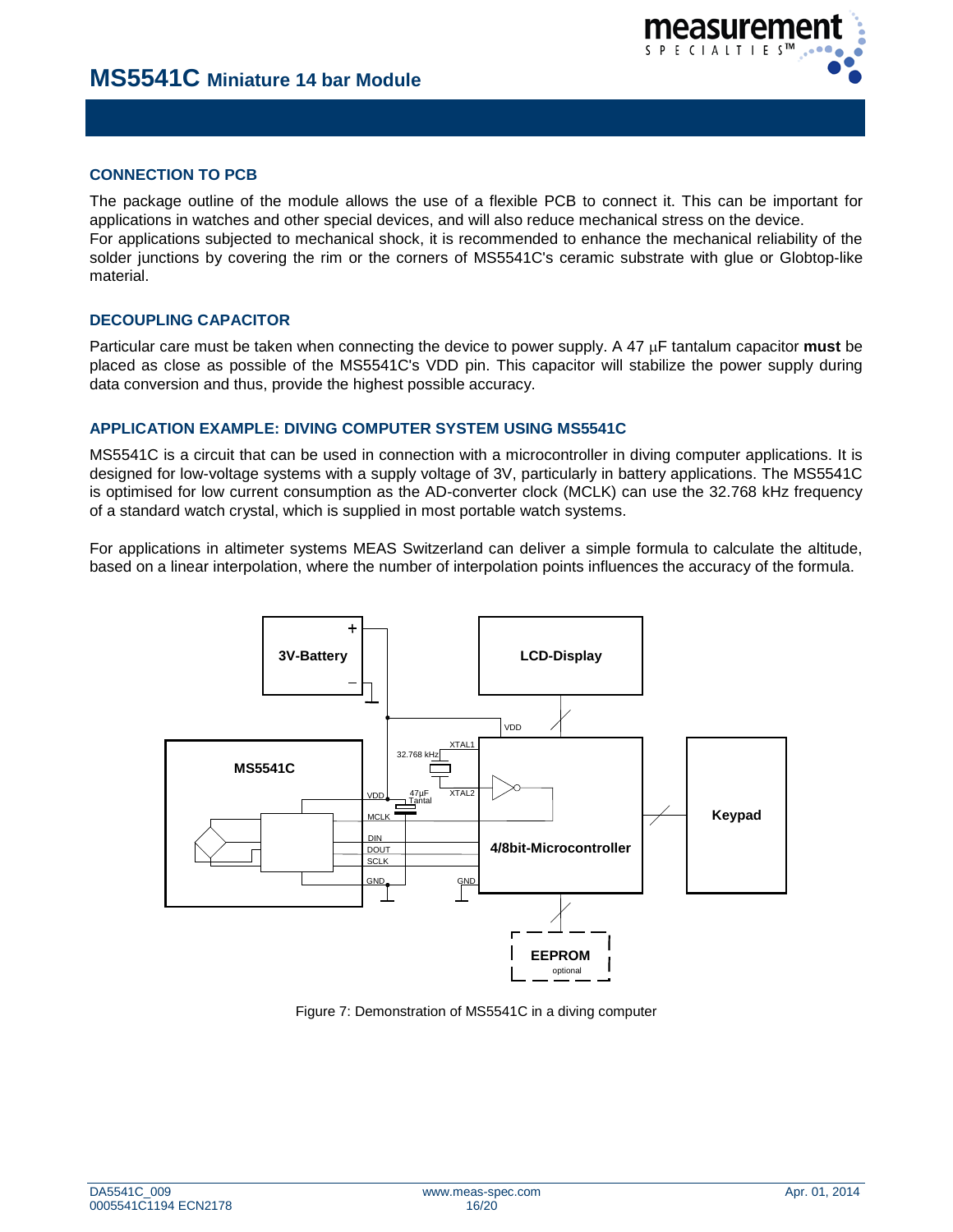## CONNECTION TO PCB

The package outline of the module allows the use of a flexible PCB to connect it. This can be important for applications in watches and other special devices, and will also reduce mechanical stress on the device.
For applications subjected to mechanical shock, it is recommended to enhance the mechanical reliability of the solder junctions by covering the rim or the corners of MS5541C's ceramic substrate with glue or Globtop-like material.

## DECOUPLING CAPACITOR

Particular care must be taken when connecting the device to power supply. A 47 μF tantalum capacitor **must** be placed as close as possible of the MS5541C's VDD pin. This capacitor will stabilize the power supply during data conversion and thus, provide the highest possible accuracy.

## APPLICATION EXAMPLE: DIVING COMPUTER SYSTEM USING MS5541C

MS5541C is a circuit that can be used in connection with a microcontroller in diving computer applications. It is designed for low-voltage systems with a supply voltage of 3V, particularly in battery applications. The MS5541C is optimised for low current consumption as the AD-converter clock (MCLK) can use the 32.768 kHz frequency of a standard watch crystal, which is supplied in most portable watch systems.

For applications in altimeter systems MEAS Switzerland can deliver a simple formula to calculate the altitude, based on a linear interpolation, where the number of interpolation points influences the accuracy of the formula.

Figure 7: Demonstration of MS5541C in a diving computer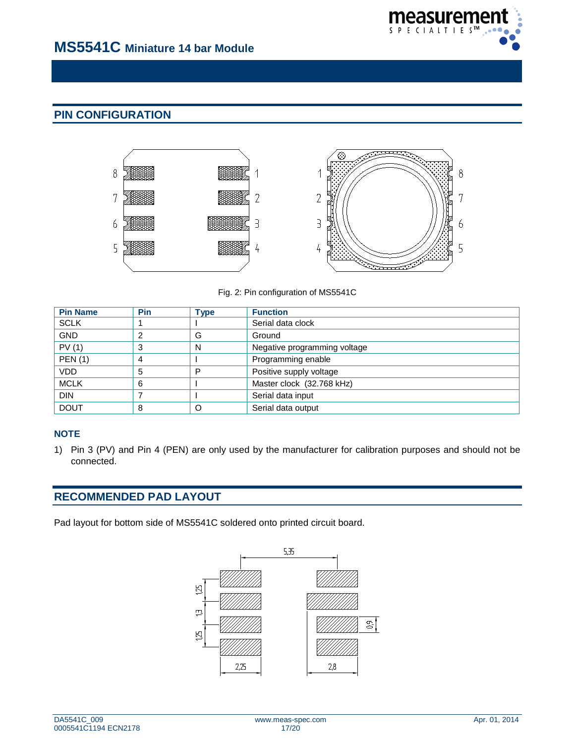## PIN CONFIGURATION

Fig. 2: Pin configuration of MS5541C

| Pin Name | Pin | Type | Function |
|---|---|---|---|
| SCLK | 1 | I | Serial data clock |
| GND | 2 | G | Ground |
| PV (1) | 3 | N | Negative programming voltage |
| PEN (1) | 4 | I | Programming enable |
| VDD | 5 | P | Positive supply voltage |
| MCLK | 6 | I | Master clock (32.768 kHz) |
| DIN | 7 | I | Serial data input |
| DOUT | 8 | O | Serial data output |

### NOTE

1) Pin 3 (PV) and Pin 4 (PEN) are only used by the manufacturer for calibration purposes and should not be connected.

## RECOMMENDED PAD LAYOUT

Pad layout for bottom side of MS5541C soldered onto printed circuit board.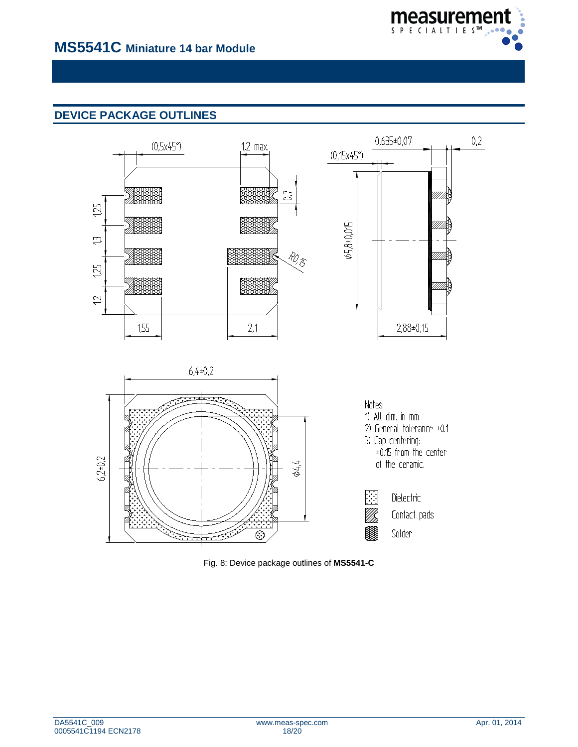## DEVICE PACKAGE OUTLINES

Notes:
1) All dim. in mm
2) General tolerance ±0.1
3) Cap centering: ±0.15 from the center of the ceramic.

Dielectric

Contact pads

Solder

Fig. 8: Device package outlines of **MS5541-C**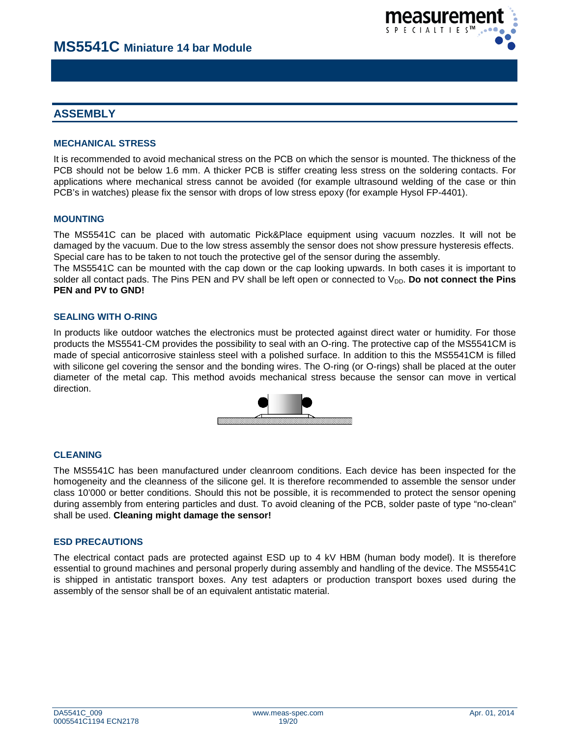## ASSEMBLY

### MECHANICAL STRESS

It is recommended to avoid mechanical stress on the PCB on which the sensor is mounted. The thickness of the PCB should not be below 1.6 mm. A thicker PCB is stiffer creating less stress on the soldering contacts. For applications where mechanical stress cannot be avoided (for example ultrasound welding of the case or thin PCB's in watches) please fix the sensor with drops of low stress epoxy (for example Hysol FP-4401).

### MOUNTING

The MS5541C can be placed with automatic Pick&Place equipment using vacuum nozzles. It will not be damaged by the vacuum. Due to the low stress assembly the sensor does not show pressure hysteresis effects. Special care has to be taken to not touch the protective gel of the sensor during the assembly.
The MS5541C can be mounted with the cap down or the cap looking upwards. In both cases it is important to solder all contact pads. The Pins PEN and PV shall be left open or connected to $V_{DD}$. **Do not connect the Pins PEN and PV to GND!**

### SEALING WITH O-RING

In products like outdoor watches the electronics must be protected against direct water or humidity. For those products the MS5541-CM provides the possibility to seal with an O-ring. The protective cap of the MS5541CM is made of special anticorrosive stainless steel with a polished surface. In addition to this the MS5541CM is filled with silicone gel covering the sensor and the bonding wires. The O-ring (or O-rings) shall be placed at the outer diameter of the metal cap. This method avoids mechanical stress because the sensor can move in vertical direction.

### CLEANING

The MS5541C has been manufactured under cleanroom conditions. Each device has been inspected for the homogeneity and the cleanness of the silicone gel. It is therefore recommended to assemble the sensor under class 10'000 or better conditions. Should this not be possible, it is recommended to protect the sensor opening during assembly from entering particles and dust. To avoid cleaning of the PCB, solder paste of type "no-clean" shall be used. **Cleaning might damage the sensor!**

### ESD PRECAUTIONS

The electrical contact pads are protected against ESD up to 4 kV HBM (human body model). It is therefore essential to ground machines and personal properly during assembly and handling of the device. The MS5541C is shipped in antistatic transport boxes. Any test adapters or production transport boxes used during the assembly of the sensor shall be of an equivalent antistatic material.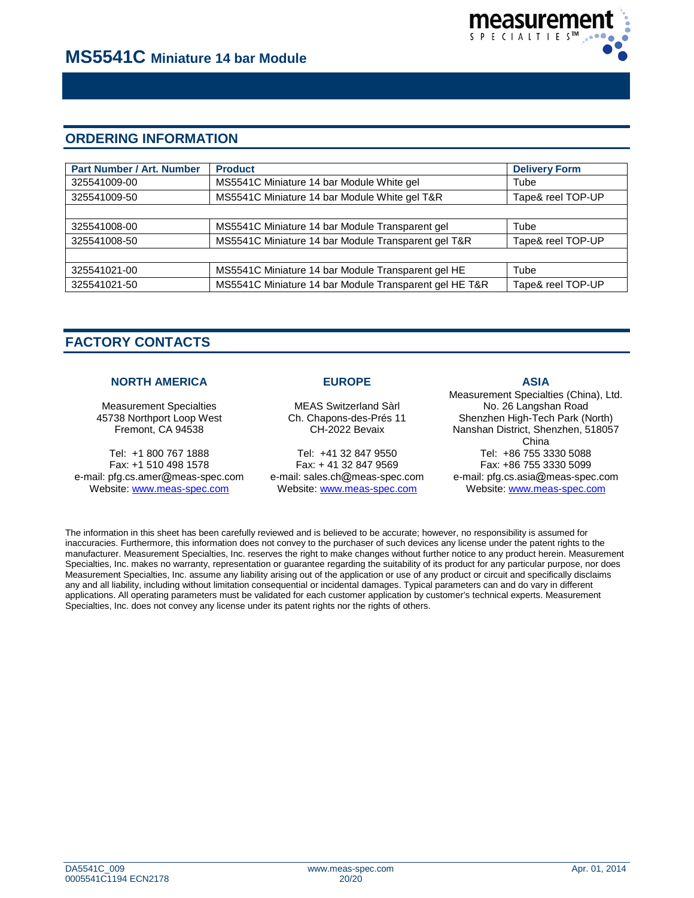## ORDERING INFORMATION

| Part Number / Art. Number | Product | Delivery Form |
|---|---|---|
| 325541009-00 | MS5541C Miniature 14 bar Module White gel | Tube |
| 325541009-50 | MS5541C Miniature 14 bar Module White gel T&R | Tape& reel TOP-UP |
| | | |
| 325541008-00 | MS5541C Miniature 14 bar Module Transparent gel | Tube |
| 325541008-50 | MS5541C Miniature 14 bar Module Transparent gel T&R | Tape& reel TOP-UP |
| | | |
| 325541021-00 | MS5541C Miniature 14 bar Module Transparent gel HE | Tube |
| 325541021-50 | MS5541C Miniature 14 bar Module Transparent gel HE T&R | Tape& reel TOP-UP |

## FACTORY CONTACTS

### NORTH AMERICA

Measurement Specialties
45738 Northport Loop West
Fremont, CA 94538

Tel: +1 800 767 1888
Fax: +1 510 498 1578
e-mail: pfg.cs.amer@meas-spec.com
Website: www.meas-spec.com

### EUROPE

MEAS Switzerland Sàrl
Ch. Chapons-des-Prés 11
CH-2022 Bevaix

Tel: +41 32 847 9550
Fax: + 41 32 847 9569
e-mail: sales.ch@meas-spec.com
Website: www.meas-spec.com

### ASIA

Measurement Specialties (China), Ltd.
No. 26 Langshan Road
Shenzhen High-Tech Park (North)
Nanshan District, Shenzhen, 518057
China
Tel: +86 755 3330 5088
Fax: +86 755 3330 5099
e-mail: pfg.cs.asia@meas-spec.com
Website: www.meas-spec.com

The information in this sheet has been carefully reviewed and is believed to be accurate; however, no responsibility is assumed for inaccuracies. Furthermore, this information does not convey to the purchaser of such devices any license under the patent rights to the manufacturer. Measurement Specialties, Inc. reserves the right to make changes without further notice to any product herein. Measurement Specialties, Inc. makes no warranty, representation or guarantee regarding the suitability of its product for any particular purpose, nor does Measurement Specialties, Inc. assume any liability arising out of the application or use of any product or circuit and specifically disclaims any and all liability, including without limitation consequential or incidental damages. Typical parameters can and do vary in different applications. All operating parameters must be validated for each customer application by customer's technical experts. Measurement Specialties, Inc. does not convey any license under its patent rights nor the rights of others.